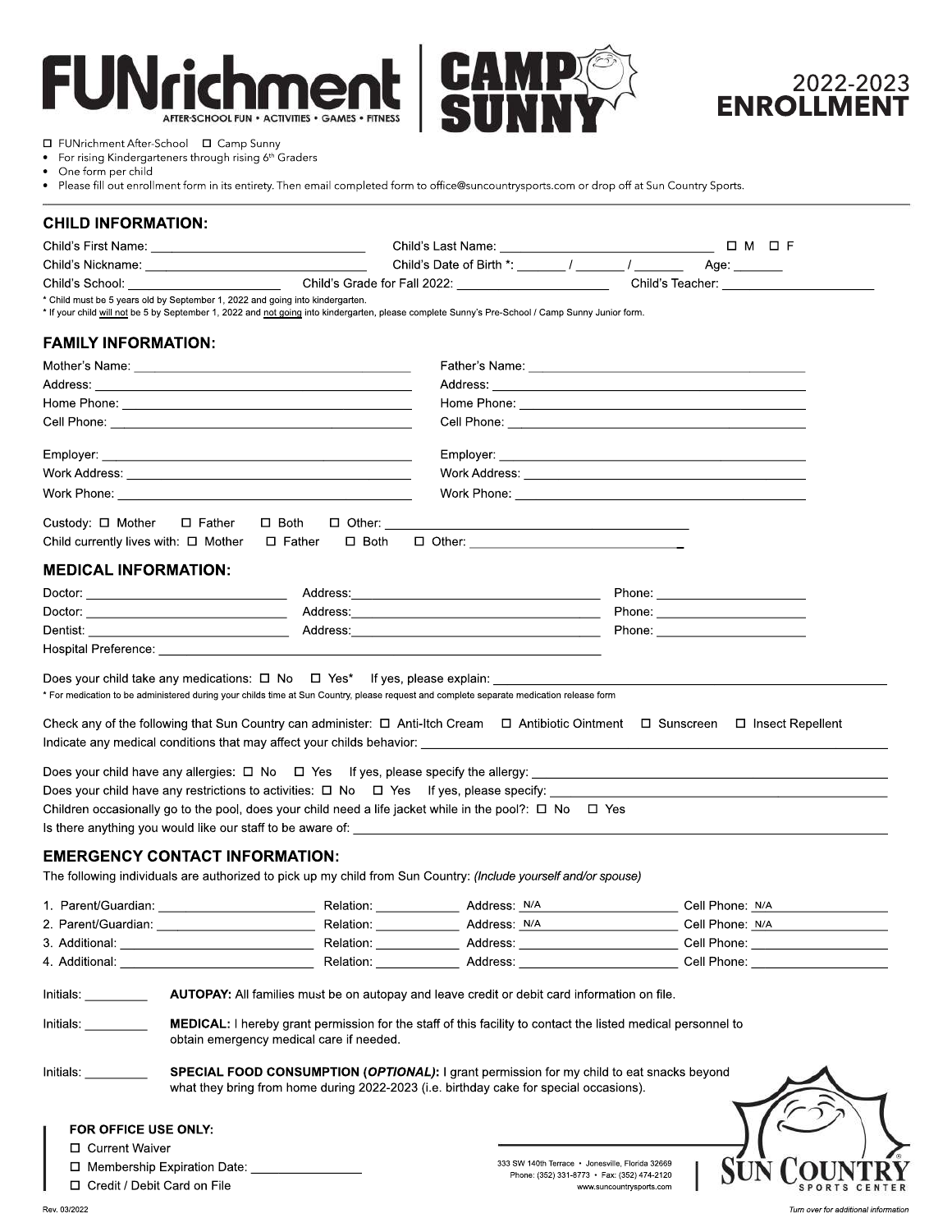# FUNrichment | CAMP SUNNY

AFTER-SCHOOL FUN • ACTIVITIES • GAMES • FITNESS

## 2022-2023 ENROLLMENT

☐ FUNrichment After-School ☐ Camp Sunny

- For rising Kindergarteners through rising 6th Graders
- One form per child
- Please fill out enrollment form in its entirety. Then email completed form to office@suncountrysports.com or drop off at Sun Country Sports.

### CHILD INFORMATION:

Child's First Name: ______________________ Child's Last Name: ______________________ ☐ M ☐ F

Child's Nickname: ______________________ Child's Date of Birth *: _____ / _____ / _____ Age: _____

Child's School: ______________ Child's Grade for Fall 2022: ______________ Child's Teacher: ______________

\* Child must be 5 years old by September 1, 2022 and going into kindergarten.

\* If your child will not be 5 by September 1, 2022 and not going into kindergarten, please complete Sunny's Pre-School / Camp Sunny Junior form.

### FAMILY INFORMATION:

Mother's Name: ______________________ Father's Name: ______________________

Address: ______________________ Address: ______________________

Home Phone: ______________________ Home Phone: ______________________

Cell Phone: ______________________ Cell Phone: ______________________

Employer: ______________________ Employer: ______________________

Work Address: ______________________ Work Address: ______________________

Work Phone: ______________________ Work Phone: ______________________

Custody: ☐ Mother ☐ Father ☐ Both ☐ Other: ______________________

Child currently lives with: ☐ Mother ☐ Father ☐ Both ☐ Other: ______________________

### MEDICAL INFORMATION:

Doctor: ______________ Address: ______________________ Phone: ______________

Doctor: ______________ Address: ______________________ Phone: ______________

Dentist: ______________ Address: ______________________ Phone: ______________

Hospital Preference: ______________________

Does your child take any medications: ☐ No ☐ Yes* If yes, please explain: ______________________

\* For medication to be administered during your childs time at Sun Country, please request and complete separate medication release form

Check any of the following that Sun Country can administer: ☐ Anti-Itch Cream ☐ Antibiotic Ointment ☐ Sunscreen ☐ Insect Repellent

Indicate any medical conditions that may affect your childs behavior: ______________________

Does your child have any allergies: ☐ No ☐ Yes If yes, please specify the allergy: ______________________

Does your child have any restrictions to activities: ☐ No ☐ Yes If yes, please specify: ______________________

Children occasionally go to the pool, does your child need a life jacket while in the pool?: ☐ No ☐ Yes

Is there anything you would like our staff to be aware of: ______________________

### EMERGENCY CONTACT INFORMATION:

The following individuals are authorized to pick up my child from Sun Country: *(Include yourself and/or spouse)*

| | Relation | Address | Cell Phone |
|---|---|---|---|
| 1. Parent/Guardian: | | N/A | N/A |
| 2. Parent/Guardian: | | N/A | N/A |
| 3. Additional: | | | |
| 4. Additional: | | | |

Initials: ________ **AUTOPAY:** All families must be on autopay and leave credit or debit card information on file.

Initials: ________ **MEDICAL:** I hereby grant permission for the staff of this facility to contact the listed medical personnel to obtain emergency medical care if needed.

Initials: ________ **SPECIAL FOOD CONSUMPTION (*OPTIONAL*):** I grant permission for my child to eat snacks beyond what they bring from home during 2022-2023 (i.e. birthday cake for special occasions).

**FOR OFFICE USE ONLY:**

☐ Current Waiver

☐ Membership Expiration Date: ______________

☐ Credit / Debit Card on File

333 SW 140th Terrace • Jonesville, Florida 32669
Phone: (352) 331-8773 • Fax: (352) 474-2120
www.suncountrysports.com

SUN COUNTRY SPORTS CENTER

Rev. 03/2022

*Turn over for additional information*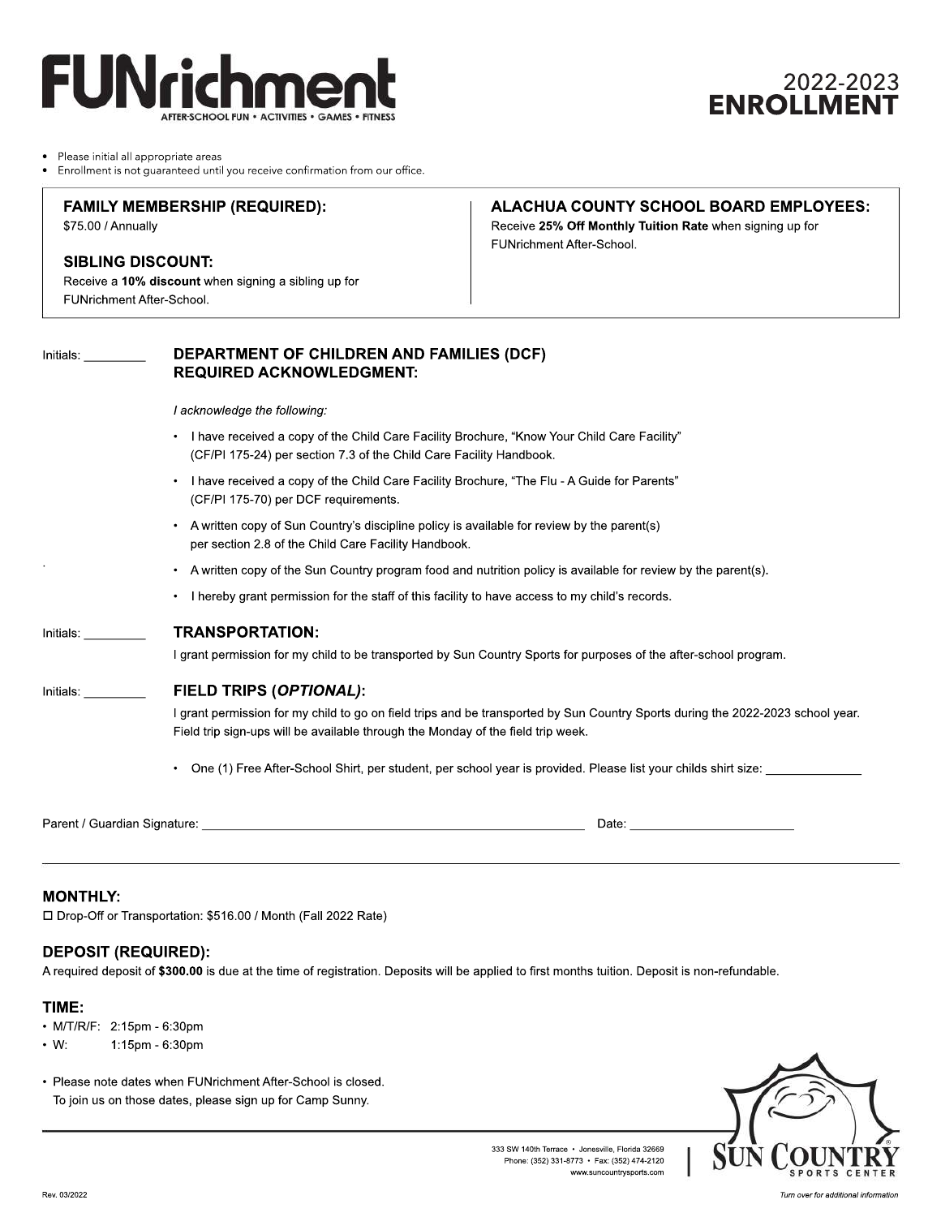# FUNrichment

AFTER-SCHOOL FUN • ACTIVITIES • GAMES • FITNESS

## 2022-2023 ENROLLMENT

- Please initial all appropriate areas
- Enrollment is not guaranteed until you receive confirmation from our office.

### FAMILY MEMBERSHIP (REQUIRED):

$75.00 / Annually

### SIBLING DISCOUNT:

Receive a **10% discount** when signing a sibling up for FUNrichment After-School.

### ALACHUA COUNTY SCHOOL BOARD EMPLOYEES:

Receive **25% Off Monthly Tuition Rate** when signing up for FUNrichment After-School.

Initials: _________

### DEPARTMENT OF CHILDREN AND FAMILIES (DCF) REQUIRED ACKNOWLEDGMENT:

*I acknowledge the following:*

- I have received a copy of the Child Care Facility Brochure, "Know Your Child Care Facility" (CF/PI 175-24) per section 7.3 of the Child Care Facility Handbook.
- I have received a copy of the Child Care Facility Brochure, "The Flu - A Guide for Parents" (CF/PI 175-70) per DCF requirements.
- A written copy of Sun Country's discipline policy is available for review by the parent(s) per section 2.8 of the Child Care Facility Handbook.
- A written copy of the Sun Country program food and nutrition policy is available for review by the parent(s).
- I hereby grant permission for the staff of this facility to have access to my child's records.

Initials: _________

### TRANSPORTATION:

I grant permission for my child to be transported by Sun Country Sports for purposes of the after-school program.

Initials: _________

### FIELD TRIPS (*OPTIONAL*):

I grant permission for my child to go on field trips and be transported by Sun Country Sports during the 2022-2023 school year. Field trip sign-ups will be available through the Monday of the field trip week.

- One (1) Free After-School Shirt, per student, per school year is provided. Please list your childs shirt size: ______________

Parent / Guardian Signature: ____________________________________________ Date: ________________________

### MONTHLY:

☐ Drop-Off or Transportation: $516.00 / Month (Fall 2022 Rate)

### DEPOSIT (REQUIRED):

A required deposit of **$300.00** is due at the time of registration. Deposits will be applied to first months tuition. Deposit is non-refundable.

### TIME:

- M/T/R/F: 2:15pm - 6:30pm
- W: 1:15pm - 6:30pm

- Please note dates when FUNrichment After-School is closed. To join us on those dates, please sign up for Camp Sunny.

333 SW 140th Terrace • Jonesville, Florida 32669
Phone: (352) 331-8773 • Fax: (352) 474-2120
www.suncountrysports.com

SUN COUNTRY SPORTS CENTER

Rev. 03/2022

*Turn over for additional information*